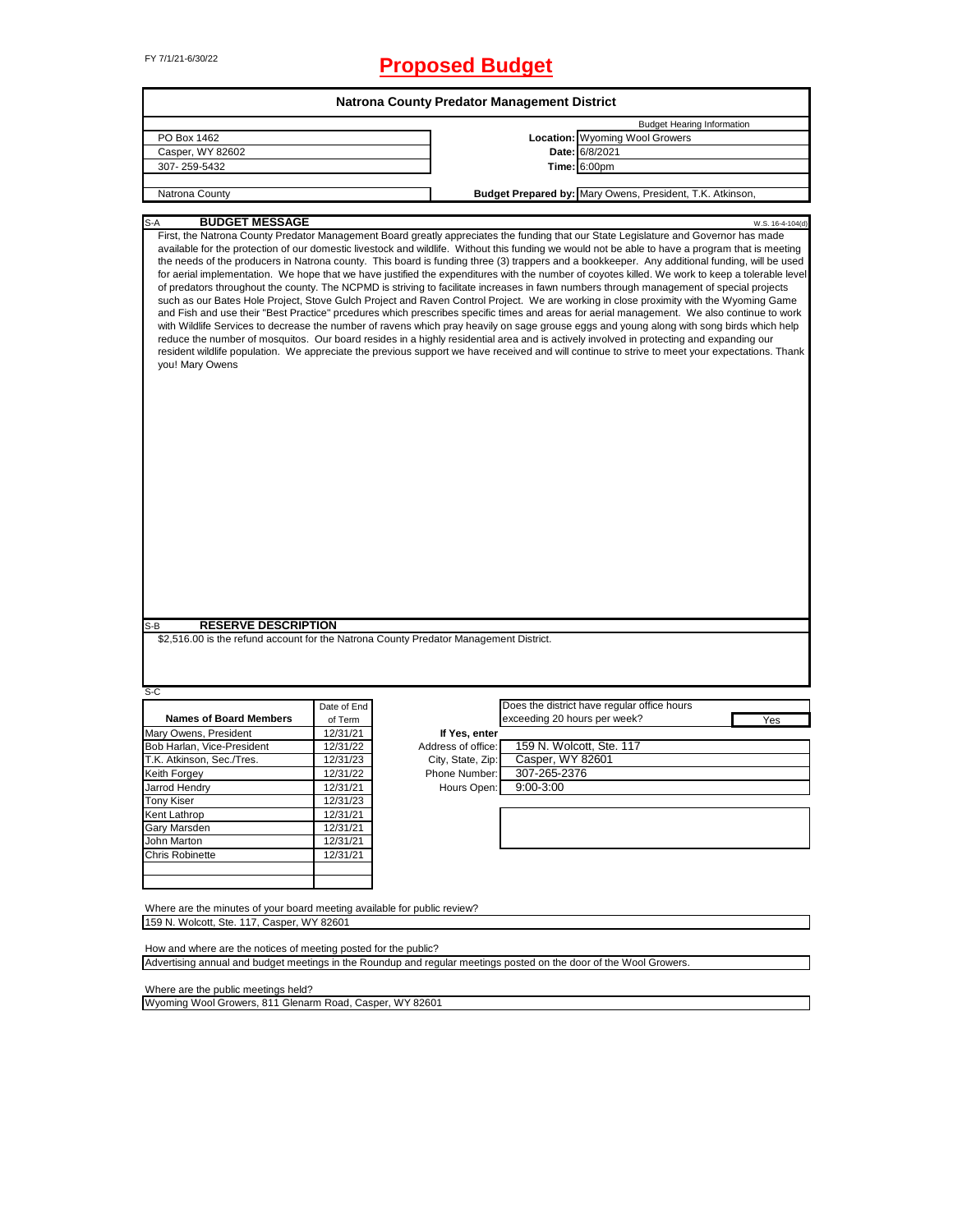FY 7/1/21-6/30/22

# Proposed Budget

## Natrona County Predator Management District

| | | |
|---|---|---|
| PO Box 1462 | | Budget Hearing Information |
| Casper, WY 82602 | **Location:** | Wyoming Wool Growers |
| 307- 259-5432 | **Date:** | 6/8/2021 |
| | **Time:** | 6:00pm |
| Natrona County | **Budget Prepared by:** | Mary Owens, President, T.K. Atkinson, |

### S-A BUDGET MESSAGE

W.S. 16-4-104(d)

First, the Natrona County Predator Management Board greatly appreciates the funding that our State Legislature and Governor has made available for the protection of our domestic livestock and wildlife. Without this funding we would not be able to have a program that is meeting the needs of the producers in Natrona county. This board is funding three (3) trappers and a bookkeeper. Any additional funding, will be used for aerial implementation. We hope that we have justified the expenditures with the number of coyotes killed. We work to keep a tolerable level of predators throughout the county. The NCPMD is striving to facilitate increases in fawn numbers through management of special projects such as our Bates Hole Project, Stove Gulch Project and Raven Control Project. We are working in close proximity with the Wyoming Game and Fish and use their "Best Practice" prcedures which prescribes specific times and areas for aerial management. We also continue to work with Wildlife Services to decrease the number of ravens which pray heavily on sage grouse eggs and young along with song birds which help reduce the number of mosquitos. Our board resides in a highly residential area and is actively involved in protecting and expanding our resident wildlife population. We appreciate the previous support we have received and will continue to strive to meet your expectations. Thank you! Mary Owens

### S-B RESERVE DESCRIPTION

$2,516.00 is the refund account for the Natrona County Predator Management District.

### S-C

| Names of Board Members | Date of End of Term |
|---|---|
| Mary Owens, President | 12/31/21 |
| Bob Harlan, Vice-President | 12/31/22 |
| T.K. Atkinson, Sec./Tres. | 12/31/23 |
| Keith Forgey | 12/31/22 |
| Jarrod Hendry | 12/31/21 |
| Tony Kiser | 12/31/23 |
| Kent Lathrop | 12/31/21 |
| Gary Marsden | 12/31/21 |
| John Marton | 12/31/21 |
| Chris Robinette | 12/31/21 |

Does the district have regular office hours exceeding 20 hours per week? Yes

**If Yes, enter**

| | |
|---|---|
| Address of office: | 159 N. Wolcott, Ste. 117 |
| City, State, Zip: | Casper, WY 82601 |
| Phone Number: | 307-265-2376 |
| Hours Open: | 9:00-3:00 |

Where are the minutes of your board meeting available for public review?

159 N. Wolcott, Ste. 117, Casper, WY 82601

How and where are the notices of meeting posted for the public?

Advertising annual and budget meetings in the Roundup and regular meetings posted on the door of the Wool Growers.

Where are the public meetings held?

Wyoming Wool Growers, 811 Glenarm Road, Casper, WY 82601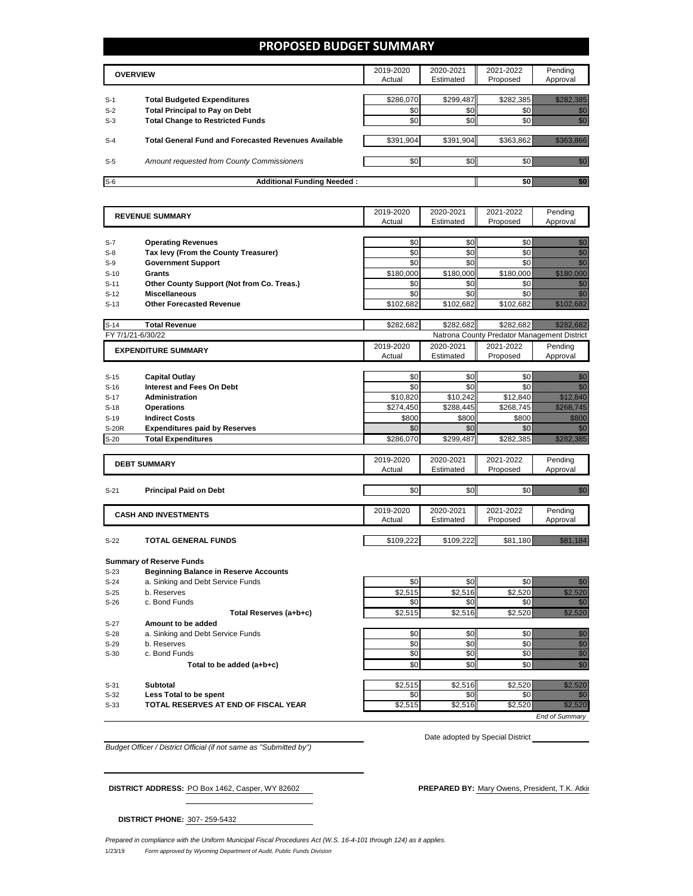# PROPOSED BUDGET SUMMARY

| | OVERVIEW | 2019-2020 Actual | 2020-2021 Estimated | 2021-2022 Proposed | Pending Approval |
|---|---|---|---|---|---|
| S-1 | **Total Budgeted Expenditures** | $286,070 | $299,487 | $282,385 | $282,385 |
| S-2 | **Total Principal to Pay on Debt** | $0 | $0 | $0 | $0 |
| S-3 | **Total Change to Restricted Funds** | $0 | $0 | $0 | $0 |
| S-4 | **Total General Fund and Forecasted Revenues Available** | $391,904 | $391,904 | $363,862 | $363,866 |
| S-5 | *Amount requested from County Commissioners* | $0 | $0 | $0 | $0 |
| S-6 | **Additional Funding Needed :** | | | **$0** | $0 |

| | REVENUE SUMMARY | 2019-2020 Actual | 2020-2021 Estimated | 2021-2022 Proposed | Pending Approval |
|---|---|---|---|---|---|
| S-7 | **Operating Revenues** | $0 | $0 | $0 | $0 |
| S-8 | **Tax levy (From the County Treasurer)** | $0 | $0 | $0 | $0 |
| S-9 | **Government Support** | $0 | $0 | $0 | $0 |
| S-10 | **Grants** | $180,000 | $180,000 | $180,000 | $180,000 |
| S-11 | **Other County Support (Not from Co. Treas.)** | $0 | $0 | $0 | $0 |
| S-12 | **Miscellaneous** | $0 | $0 | $0 | $0 |
| S-13 | **Other Forecasted Revenue** | $102,682 | $102,682 | $102,682 | $102,682 |
| S-14 | **Total Revenue** | $282,682 | $282,682 | $282,682 | $282,682 |

FY 7/1/21-6/30/22 — Natrona County Predator Management District

| | EXPENDITURE SUMMARY | 2019-2020 Actual | 2020-2021 Estimated | 2021-2022 Proposed | Pending Approval |
|---|---|---|---|---|---|
| S-15 | **Capital Outlay** | $0 | $0 | $0 | $0 |
| S-16 | **Interest and Fees On Debt** | $0 | $0 | $0 | $0 |
| S-17 | **Administration** | $10,820 | $10,242 | $12,840 | $12,840 |
| S-18 | **Operations** | $274,450 | $288,445 | $268,745 | $268,745 |
| S-19 | **Indirect Costs** | $800 | $800 | $800 | $800 |
| S-20R | **Expenditures paid by Reserves** | $0 | $0 | $0 | $0 |
| S-20 | **Total Expenditures** | $286,070 | $299,487 | $282,385 | $282,385 |

| | DEBT SUMMARY | 2019-2020 Actual | 2020-2021 Estimated | 2021-2022 Proposed | Pending Approval |
|---|---|---|---|---|---|
| S-21 | **Principal Paid on Debt** | $0 | $0 | $0 | $0 |

| | CASH AND INVESTMENTS | 2019-2020 Actual | 2020-2021 Estimated | 2021-2022 Proposed | Pending Approval |
|---|---|---|---|---|---|
| S-22 | **TOTAL GENERAL FUNDS** | $109,222 | $109,222 | $81,180 | $81,184 |

**Summary of Reserve Funds**

| | | 2019-2020 Actual | 2020-2021 Estimated | 2021-2022 Proposed | Pending Approval |
|---|---|---|---|---|---|
| S-23 | **Beginning Balance in Reserve Accounts** | | | | |
| S-24 | a. Sinking and Debt Service Funds | $0 | $0 | $0 | $0 |
| S-25 | b. Reserves | $2,515 | $2,516 | $2,520 | $2,520 |
| S-26 | c. Bond Funds | $0 | $0 | $0 | $0 |
| | **Total Reserves (a+b+c)** | $2,515 | $2,516 | $2,520 | $2,520 |
| S-27 | **Amount to be added** | | | | |
| S-28 | a. Sinking and Debt Service Funds | $0 | $0 | $0 | $0 |
| S-29 | b. Reserves | $0 | $0 | $0 | $0 |
| S-30 | c. Bond Funds | $0 | $0 | $0 | $0 |
| | **Total to be added (a+b+c)** | $0 | $0 | $0 | $0 |
| S-31 | **Subtotal** | $2,515 | $2,516 | $2,520 | $2,520 |
| S-32 | **Less Total to be spent** | $0 | $0 | $0 | $0 |
| S-33 | **TOTAL RESERVES AT END OF FISCAL YEAR** | $2,515 | $2,516 | $2,520 | $2,520 |

*End of Summary*

*Budget Officer / District Official (if not same as "Submitted by")*

Date adopted by Special District

**DISTRICT ADDRESS:** PO Box 1462, Casper, WY 82602

**PREPARED BY:** Mary Owens, President, T.K. Atkin

**DISTRICT PHONE:** 307- 259-5432

*Prepared in compliance with the Uniform Municipal Fiscal Procedures Act (W.S. 16-4-101 through 124) as it applies.*

1/23/19 *Form approved by Wyoming Department of Audit, Public Funds Division*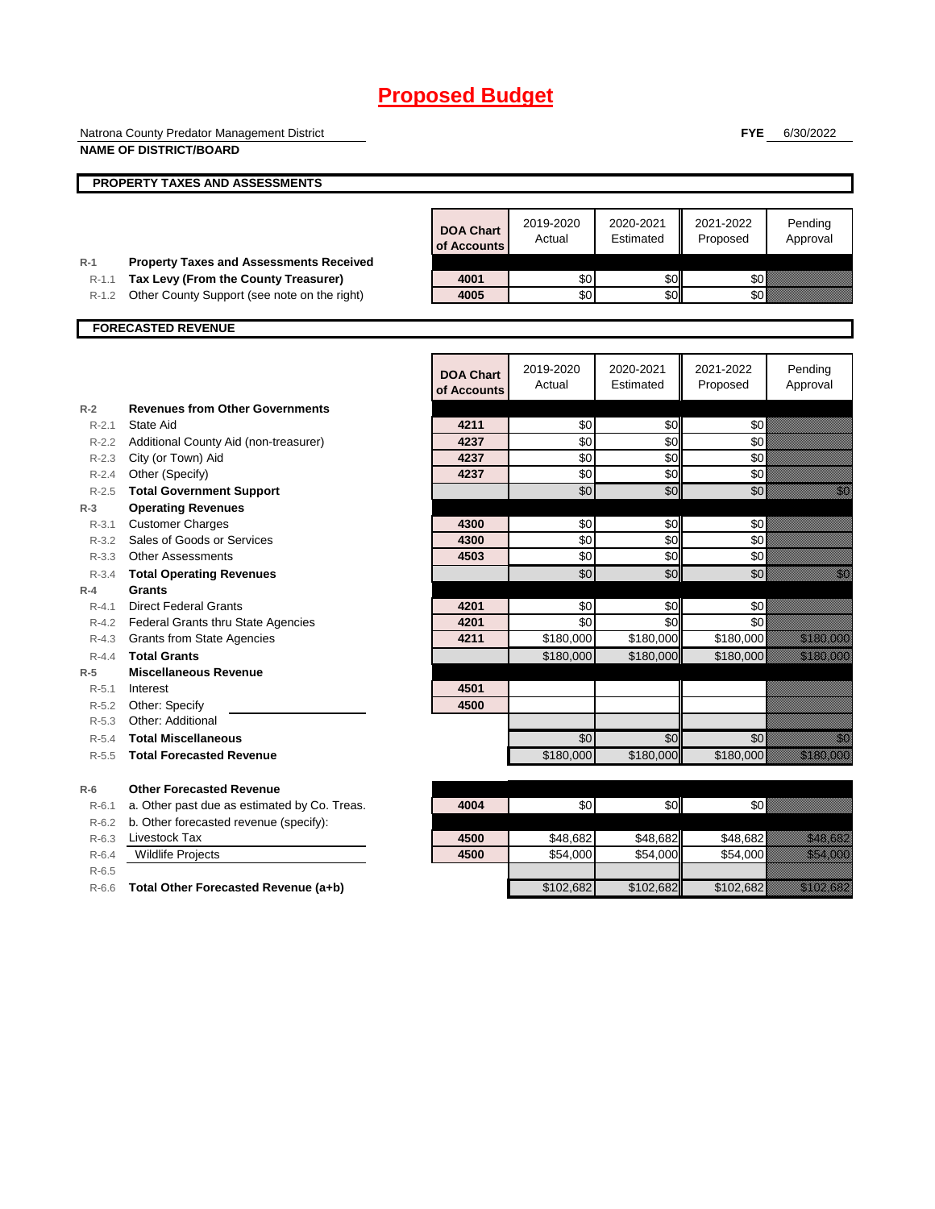# Proposed Budget

Natrona County Predator Management District
**NAME OF DISTRICT/BOARD**

**FYE** 6/30/2022

## PROPERTY TAXES AND ASSESSMENTS

| | | DOA Chart of Accounts | 2019-2020 Actual | 2020-2021 Estimated | 2021-2022 Proposed | Pending Approval |
|---|---|---|---|---|---|---|
| R-1 | **Property Taxes and Assessments Received** | | | | | |
| R-1.1 | **Tax Levy (From the County Treasurer)** | 4001 | $0 | $0 | $0 | |
| R-1.2 | Other County Support (see note on the right) | 4005 | $0 | $0 | $0 | |

## FORECASTED REVENUE

| | | DOA Chart of Accounts | 2019-2020 Actual | 2020-2021 Estimated | 2021-2022 Proposed | Pending Approval |
|---|---|---|---|---|---|---|
| R-2 | **Revenues from Other Governments** | | | | | |
| R-2.1 | State Aid | 4211 | $0 | $0 | $0 | |
| R-2.2 | Additional County Aid (non-treasurer) | 4237 | $0 | $0 | $0 | |
| R-2.3 | City (or Town) Aid | 4237 | $0 | $0 | $0 | |
| R-2.4 | Other (Specify) | 4237 | $0 | $0 | $0 | |
| R-2.5 | **Total Government Support** | | $0 | $0 | $0 | $0 |
| R-3 | **Operating Revenues** | | | | | |
| R-3.1 | Customer Charges | 4300 | $0 | $0 | $0 | |
| R-3.2 | Sales of Goods or Services | 4300 | $0 | $0 | $0 | |
| R-3.3 | Other Assessments | 4503 | $0 | $0 | $0 | |
| R-3.4 | **Total Operating Revenues** | | $0 | $0 | $0 | $0 |
| R-4 | **Grants** | | | | | |
| R-4.1 | Direct Federal Grants | 4201 | $0 | $0 | $0 | |
| R-4.2 | Federal Grants thru State Agencies | 4201 | $0 | $0 | $0 | |
| R-4.3 | Grants from State Agencies | 4211 | $180,000 | $180,000 | $180,000 | $180,000 |
| R-4.4 | **Total Grants** | | $180,000 | $180,000 | $180,000 | $180,000 |
| R-5 | **Miscellaneous Revenue** | | | | | |
| R-5.1 | Interest | 4501 | | | | |
| R-5.2 | Other: Specify | 4500 | | | | |
| R-5.3 | Other: Additional | | | | | |
| R-5.4 | **Total Miscellaneous** | | $0 | $0 | $0 | $0 |
| R-5.5 | **Total Forecasted Revenue** | | $180,000 | $180,000 | $180,000 | $180,000 |
| R-6 | **Other Forecasted Revenue** | | | | | |
| R-6.1 | a. Other past due as estimated by Co. Treas. | 4004 | $0 | $0 | $0 | |
| R-6.2 | b. Other forecasted revenue (specify): | | | | | |
| R-6.3 | Livestock Tax | 4500 | $48,682 | $48,682 | $48,682 | $48,682 |
| R-6.4 | Wildlife Projects | 4500 | $54,000 | $54,000 | $54,000 | $54,000 |
| R-6.5 | | | | | | |
| R-6.6 | **Total Other Forecasted Revenue (a+b)** | | $102,682 | $102,682 | $102,682 | $102,682 |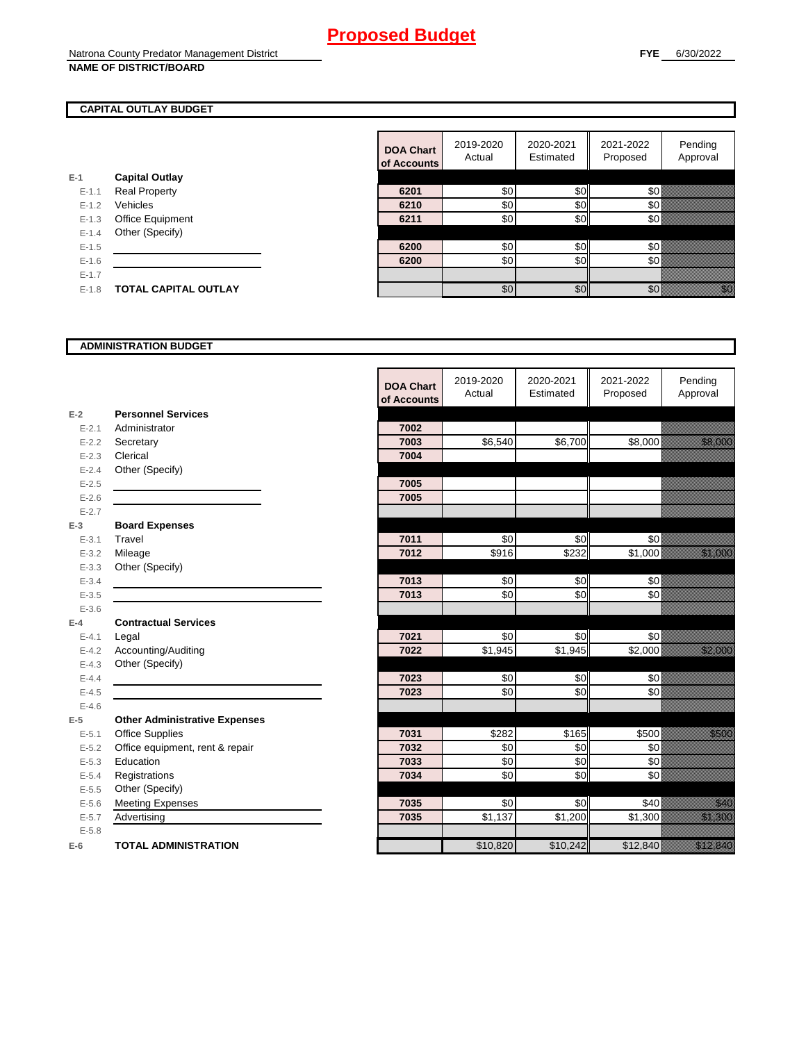# Proposed Budget

Natrona County Predator Management District
**NAME OF DISTRICT/BOARD**

**FYE** 6/30/2022

## CAPITAL OUTLAY BUDGET

| | | DOA Chart of Accounts | 2019-2020 Actual | 2020-2021 Estimated | 2021-2022 Proposed | Pending Approval |
|---|---|---|---|---|---|---|
| E-1 | **Capital Outlay** | | | | | |
| E-1.1 | Real Property | 6201 | $0 | $0 | $0 | |
| E-1.2 | Vehicles | 6210 | $0 | $0 | $0 | |
| E-1.3 | Office Equipment | 6211 | $0 | $0 | $0 | |
| E-1.4 | Other (Specify) | | | | | |
| E-1.5 | | 6200 | $0 | $0 | $0 | |
| E-1.6 | | 6200 | $0 | $0 | $0 | |
| E-1.7 | | | | | | |
| E-1.8 | **TOTAL CAPITAL OUTLAY** | | $0 | $0 | $0 | $0 |

## ADMINISTRATION BUDGET

| | | DOA Chart of Accounts | 2019-2020 Actual | 2020-2021 Estimated | 2021-2022 Proposed | Pending Approval |
|---|---|---|---|---|---|---|
| E-2 | **Personnel Services** | | | | | |
| E-2.1 | Administrator | 7002 | | | | |
| E-2.2 | Secretary | 7003 | $6,540 | $6,700 | $8,000 | $8,000 |
| E-2.3 | Clerical | 7004 | | | | |
| E-2.4 | Other (Specify) | | | | | |
| E-2.5 | | 7005 | | | | |
| E-2.6 | | 7005 | | | | |
| E-2.7 | | | | | | |
| E-3 | **Board Expenses** | | | | | |
| E-3.1 | Travel | 7011 | $0 | $0 | $0 | |
| E-3.2 | Mileage | 7012 | $916 | $232 | $1,000 | $1,000 |
| E-3.3 | Other (Specify) | | | | | |
| E-3.4 | | 7013 | $0 | $0 | $0 | |
| E-3.5 | | 7013 | $0 | $0 | $0 | |
| E-3.6 | | | | | | |
| E-4 | **Contractual Services** | | | | | |
| E-4.1 | Legal | 7021 | $0 | $0 | $0 | |
| E-4.2 | Accounting/Auditing | 7022 | $1,945 | $1,945 | $2,000 | $2,000 |
| E-4.3 | Other (Specify) | | | | | |
| E-4.4 | | 7023 | $0 | $0 | $0 | |
| E-4.5 | | 7023 | $0 | $0 | $0 | |
| E-4.6 | | | | | | |
| E-5 | **Other Administrative Expenses** | | | | | |
| E-5.1 | Office Supplies | 7031 | $282 | $165 | $500 | $500 |
| E-5.2 | Office equipment, rent & repair | 7032 | $0 | $0 | $0 | |
| E-5.3 | Education | 7033 | $0 | $0 | $0 | |
| E-5.4 | Registrations | 7034 | $0 | $0 | $0 | |
| E-5.5 | Other (Specify) | | | | | |
| E-5.6 | Meeting Expenses | 7035 | $0 | $0 | $40 | $40 |
| E-5.7 | Advertising | 7035 | $1,137 | $1,200 | $1,300 | $1,300 |
| E-5.8 | | | | | | |
| E-6 | **TOTAL ADMINISTRATION** | | $10,820 | $10,242 | $12,840 | $12,840 |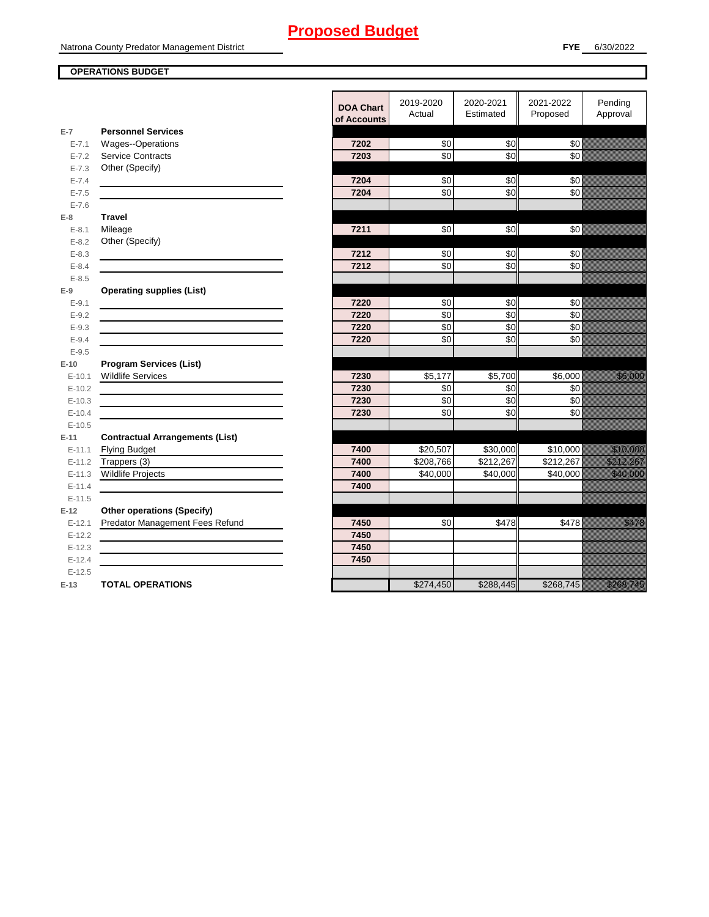# Proposed Budget

Natrona County Predator Management District

**FYE** 6/30/2022

**OPERATIONS BUDGET**

| | | DOA Chart of Accounts | 2019-2020 Actual | 2020-2021 Estimated | 2021-2022 Proposed | Pending Approval |
|---|---|---|---|---|---|---|
| E-7 | **Personnel Services** | | | | | |
| E-7.1 | Wages--Operations | 7202 | $0 | $0 | $0 | |
| E-7.2 | Service Contracts | 7203 | $0 | $0 | $0 | |
| E-7.3 | Other (Specify) | | | | | |
| E-7.4 | | 7204 | $0 | $0 | $0 | |
| E-7.5 | | 7204 | $0 | $0 | $0 | |
| E-7.6 | | | | | | |
| E-8 | **Travel** | | | | | |
| E-8.1 | Mileage | 7211 | $0 | $0 | $0 | |
| E-8.2 | Other (Specify) | | | | | |
| E-8.3 | | 7212 | $0 | $0 | $0 | |
| E-8.4 | | 7212 | $0 | $0 | $0 | |
| E-8.5 | | | | | | |
| E-9 | **Operating supplies (List)** | | | | | |
| E-9.1 | | 7220 | $0 | $0 | $0 | |
| E-9.2 | | 7220 | $0 | $0 | $0 | |
| E-9.3 | | 7220 | $0 | $0 | $0 | |
| E-9.4 | | 7220 | $0 | $0 | $0 | |
| E-9.5 | | | | | | |
| E-10 | **Program Services (List)** | | | | | |
| E-10.1 | Wildlife Services | 7230 | $5,177 | $5,700 | $6,000 | $6,000 |
| E-10.2 | | 7230 | $0 | $0 | $0 | |
| E-10.3 | | 7230 | $0 | $0 | $0 | |
| E-10.4 | | 7230 | $0 | $0 | $0 | |
| E-10.5 | | | | | | |
| E-11 | **Contractual Arrangements (List)** | | | | | |
| E-11.1 | Flying Budget | 7400 | $20,507 | $30,000 | $10,000 | $10,000 |
| E-11.2 | Trappers (3) | 7400 | $208,766 | $212,267 | $212,267 | $212,267 |
| E-11.3 | Wildlife Projects | 7400 | $40,000 | $40,000 | $40,000 | $40,000 |
| E-11.4 | | 7400 | | | | |
| E-11.5 | | | | | | |
| E-12 | **Other operations (Specify)** | | | | | |
| E-12.1 | Predator Management Fees Refund | 7450 | $0 | $478 | $478 | $478 |
| E-12.2 | | 7450 | | | | |
| E-12.3 | | 7450 | | | | |
| E-12.4 | | 7450 | | | | |
| E-12.5 | | | | | | |
| E-13 | **TOTAL OPERATIONS** | | $274,450 | $288,445 | $268,745 | $268,745 |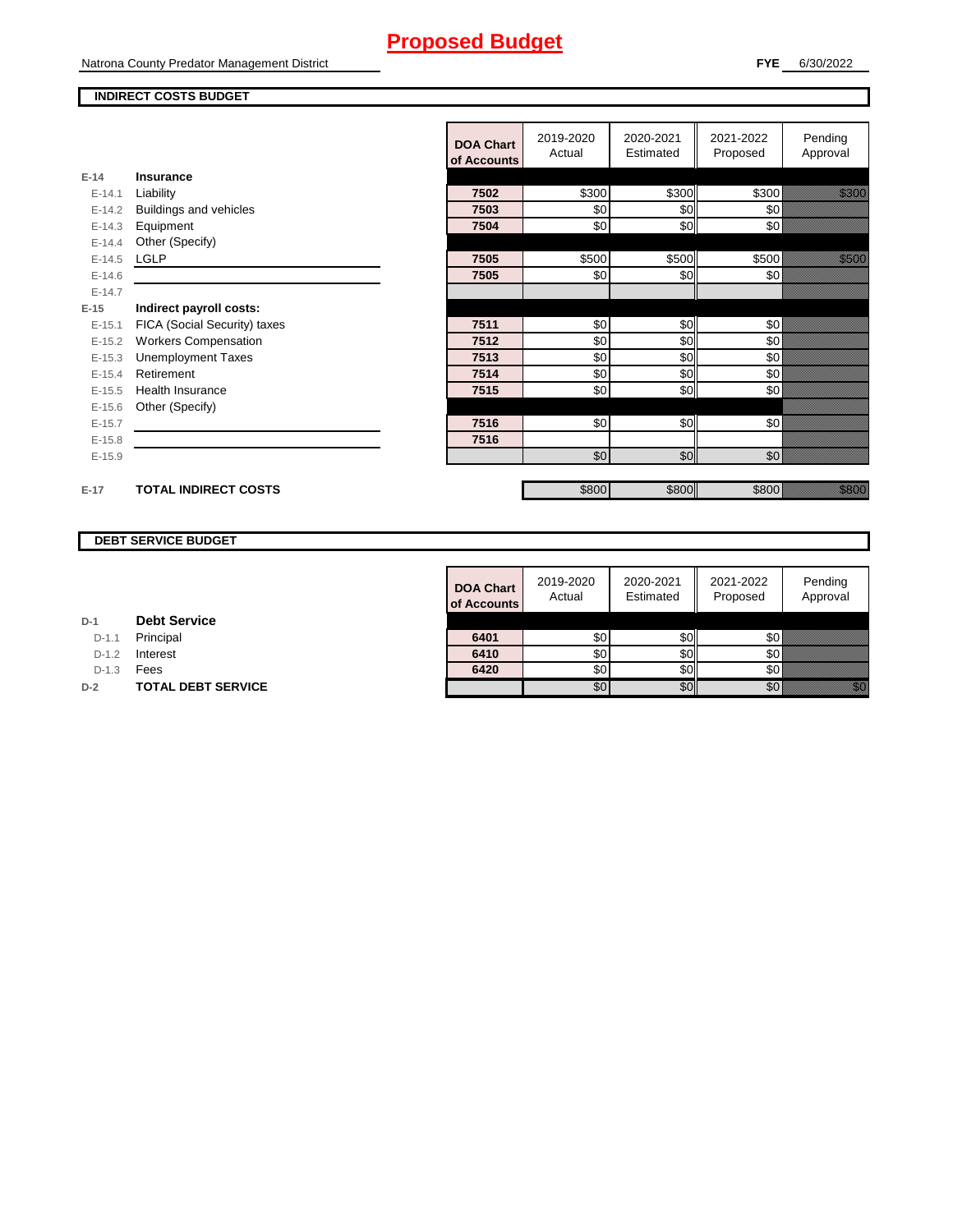# Proposed Budget

Natrona County Predator Management District

**FYE** 6/30/2022

**INDIRECT COSTS BUDGET**

| | | DOA Chart of Accounts | 2019-2020 Actual | 2020-2021 Estimated | 2021-2022 Proposed | Pending Approval |
|---|---|---|---|---|---|---|
| **E-14** | **Insurance** | | | | | |
| E-14.1 | Liability | **7502** | $300 | $300 | $300 | $300 |
| E-14.2 | Buildings and vehicles | **7503** | $0 | $0 | $0 | |
| E-14.3 | Equipment | **7504** | $0 | $0 | $0 | |
| E-14.4 | Other (Specify) | | | | | |
| E-14.5 | LGLP | **7505** | $500 | $500 | $500 | $500 |
| E-14.6 | | **7505** | $0 | $0 | $0 | |
| E-14.7 | | | | | | |
| **E-15** | **Indirect payroll costs:** | | | | | |
| E-15.1 | FICA (Social Security) taxes | **7511** | $0 | $0 | $0 | |
| E-15.2 | Workers Compensation | **7512** | $0 | $0 | $0 | |
| E-15.3 | Unemployment Taxes | **7513** | $0 | $0 | $0 | |
| E-15.4 | Retirement | **7514** | $0 | $0 | $0 | |
| E-15.5 | Health Insurance | **7515** | $0 | $0 | $0 | |
| E-15.6 | Other (Specify) | | | | | |
| E-15.7 | | **7516** | $0 | $0 | $0 | |
| E-15.8 | | **7516** | | | | |
| E-15.9 | | | $0 | $0 | $0 | |
| **E-17** | **TOTAL INDIRECT COSTS** | | $800 | $800 | $800 | $800 |

**DEBT SERVICE BUDGET**

| | | DOA Chart of Accounts | 2019-2020 Actual | 2020-2021 Estimated | 2021-2022 Proposed | Pending Approval |
|---|---|---|---|---|---|---|
| **D-1** | **Debt Service** | | | | | |
| D-1.1 | Principal | **6401** | $0 | $0 | $0 | |
| D-1.2 | Interest | **6410** | $0 | $0 | $0 | |
| D-1.3 | Fees | **6420** | $0 | $0 | $0 | |
| **D-2** | **TOTAL DEBT SERVICE** | | $0 | $0 | $0 | $0 |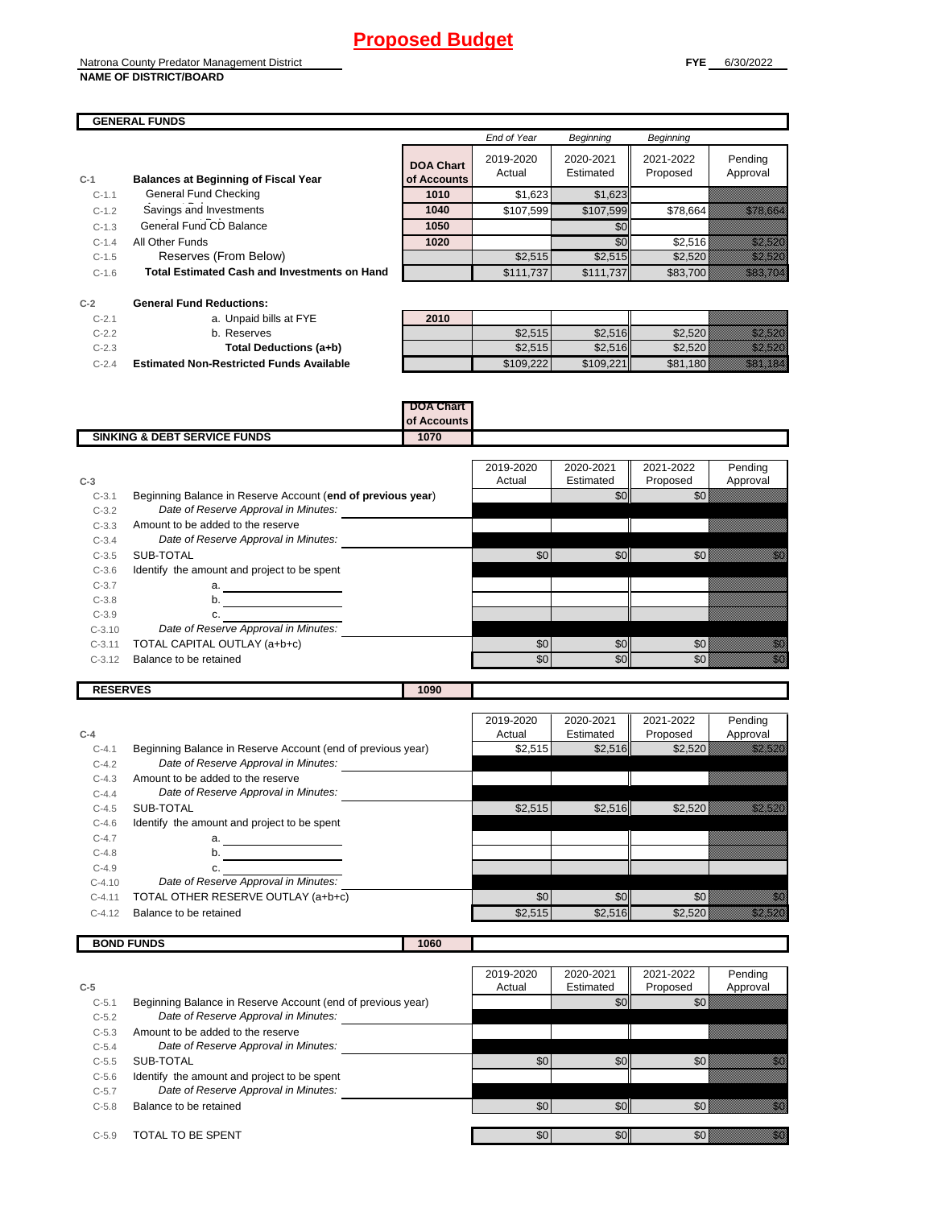# Proposed Budget

Natrona County Predator Management District
**NAME OF DISTRICT/BOARD**

**FYE** 6/30/2022

**GENERAL FUNDS**

| | | DOA Chart of Accounts | End of Year 2019-2020 Actual | Beginning 2020-2021 Estimated | Beginning 2021-2022 Proposed | Pending Approval |
|---|---|---|---|---|---|---|
| **C-1** | **Balances at Beginning of Fiscal Year** | | | | | |
| C-1.1 | General Fund Checking | **1010** | $1,623 | $1,623 | | |
| C-1.2 | Savings and Investments | **1040** | $107,599 | $107,599 | $78,664 | $78,664 |
| C-1.3 | General Fund CD Balance | **1050** | | $0 | | |
| C-1.4 | All Other Funds | **1020** | | $0 | $2,516 | $2,520 |
| C-1.5 | Reserves (From Below) | | $2,515 | $2,515 | $2,520 | $2,520 |
| C-1.6 | **Total Estimated Cash and Investments on Hand** | | $111,737 | $111,737 | $83,700 | $83,704 |
| **C-2** | **General Fund Reductions:** | | | | | |
| C-2.1 | a. Unpaid bills at FYE | **2010** | | | | |
| C-2.2 | b. Reserves | | $2,515 | $2,516 | $2,520 | $2,520 |
| C-2.3 | **Total Deductions (a+b)** | | $2,515 | $2,516 | $2,520 | $2,520 |
| C-2.4 | **Estimated Non-Restricted Funds Available** | | $109,222 | $109,221 | $81,180 | $81,184 |

**SINKING & DEBT SERVICE FUNDS** — DOA Chart of Accounts **1070**

| **C-3** | | 2019-2020 Actual | 2020-2021 Estimated | 2021-2022 Proposed | Pending Approval |
|---|---|---|---|---|---|
| C-3.1 | Beginning Balance in Reserve Account (**end of previous year**) | | $0 | $0 | |
| C-3.2 | *Date of Reserve Approval in Minutes:* | | | | |
| C-3.3 | Amount to be added to the reserve | | | | |
| C-3.4 | *Date of Reserve Approval in Minutes:* | | | | |
| C-3.5 | SUB-TOTAL | $0 | $0 | $0 | $0 |
| C-3.6 | Identify the amount and project to be spent | | | | |
| C-3.7 | a. | | | | |
| C-3.8 | b. | | | | |
| C-3.9 | c. | | | | |
| C-3.10 | *Date of Reserve Approval in Minutes:* | | | | |
| C-3.11 | TOTAL CAPITAL OUTLAY (a+b+c) | $0 | $0 | $0 | $0 |
| C-3.12 | Balance to be retained | $0 | $0 | $0 | $0 |

**RESERVES** — **1090**

| **C-4** | | 2019-2020 Actual | 2020-2021 Estimated | 2021-2022 Proposed | Pending Approval |
|---|---|---|---|---|---|
| C-4.1 | Beginning Balance in Reserve Account (end of previous year) | $2,515 | $2,516 | $2,520 | $2,520 |
| C-4.2 | *Date of Reserve Approval in Minutes:* | | | | |
| C-4.3 | Amount to be added to the reserve | | | | |
| C-4.4 | *Date of Reserve Approval in Minutes:* | | | | |
| C-4.5 | SUB-TOTAL | $2,515 | $2,516 | $2,520 | $2,520 |
| C-4.6 | Identify the amount and project to be spent | | | | |
| C-4.7 | a. | | | | |
| C-4.8 | b. | | | | |
| C-4.9 | c. | | | | |
| C-4.10 | *Date of Reserve Approval in Minutes:* | | | | |
| C-4.11 | TOTAL OTHER RESERVE OUTLAY (a+b+c) | $0 | $0 | $0 | $0 |
| C-4.12 | Balance to be retained | $2,515 | $2,516 | $2,520 | $2,520 |

**BOND FUNDS** — **1060**

| **C-5** | | 2019-2020 Actual | 2020-2021 Estimated | 2021-2022 Proposed | Pending Approval |
|---|---|---|---|---|---|
| C-5.1 | Beginning Balance in Reserve Account (end of previous year) | | $0 | $0 | |
| C-5.2 | *Date of Reserve Approval in Minutes:* | | | | |
| C-5.3 | Amount to be added to the reserve | | | | |
| C-5.4 | *Date of Reserve Approval in Minutes:* | | | | |
| C-5.5 | SUB-TOTAL | $0 | $0 | $0 | $0 |
| C-5.6 | Identify the amount and project to be spent | | | | |
| C-5.7 | *Date of Reserve Approval in Minutes:* | | | | |
| C-5.8 | Balance to be retained | $0 | $0 | $0 | $0 |
| C-5.9 | TOTAL TO BE SPENT | $0 | $0 | $0 | $0 |